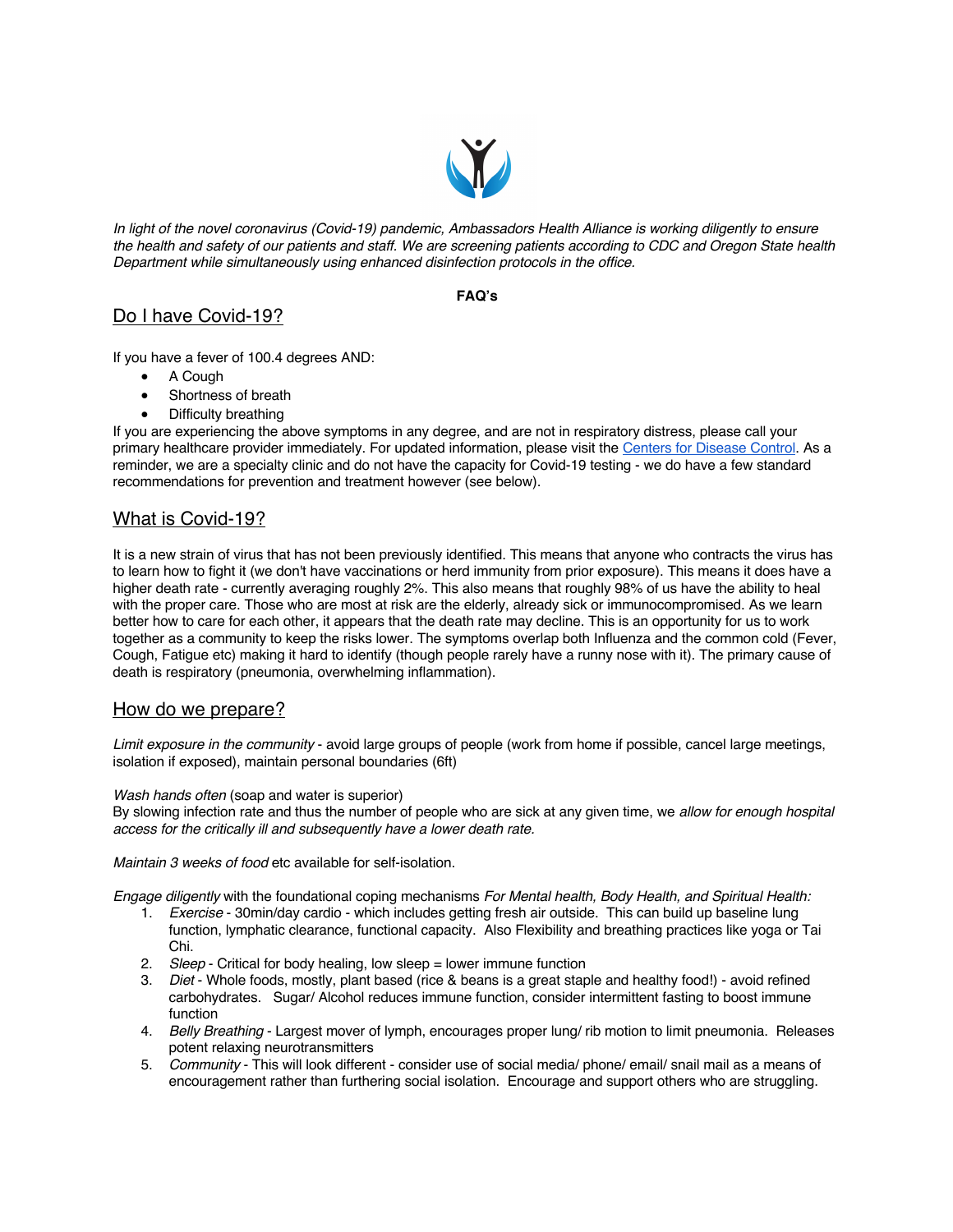*In light of the novel coronavirus (Covid-19) pandemic, Ambassadors Health Alliance is working diligently to ensure the health and safety of our patients and staff. We are screening patients according to CDC and Oregon State health Department while simultaneously using enhanced disinfection protocols in the office.*

**FAQ's**

## Do I have Covid-19?

If you have a fever of 100.4 degrees AND:

- A Cough
- Shortness of breath
- Difficulty breathing

If you are experiencing the above symptoms in any degree, and are not in respiratory distress, please call your primary healthcare provider immediately. For updated information, please visit the Centers for Disease Control. As a reminder, we are a specialty clinic and do not have the capacity for Covid-19 testing - we do have a few standard recommendations for prevention and treatment however (see below).

## What is Covid-19?

It is a new strain of virus that has not been previously identified. This means that anyone who contracts the virus has to learn how to fight it (we don't have vaccinations or herd immunity from prior exposure). This means it does have a higher death rate - currently averaging roughly 2%. This also means that roughly 98% of us have the ability to heal with the proper care. Those who are most at risk are the elderly, already sick or immunocompromised. As we learn better how to care for each other, it appears that the death rate may decline. This is an opportunity for us to work together as a community to keep the risks lower. The symptoms overlap both Influenza and the common cold (Fever, Cough, Fatigue etc) making it hard to identify (though people rarely have a runny nose with it). The primary cause of death is respiratory (pneumonia, overwhelming inflammation).

## How do we prepare?

*Limit exposure in the community* - avoid large groups of people (work from home if possible, cancel large meetings, isolation if exposed), maintain personal boundaries (6ft)

*Wash hands often* (soap and water is superior)
By slowing infection rate and thus the number of people who are sick at any given time, we *allow for enough hospital access for the critically ill and subsequently have a lower death rate.*

*Maintain 3 weeks of food* etc available for self-isolation.

*Engage diligently* with the foundational coping mechanisms *For Mental health, Body Health, and Spiritual Health:*

1. *Exercise* - 30min/day cardio - which includes getting fresh air outside. This can build up baseline lung function, lymphatic clearance, functional capacity. Also Flexibility and breathing practices like yoga or Tai Chi.
2. *Sleep* - Critical for body healing, low sleep = lower immune function
3. *Diet* - Whole foods, mostly, plant based (rice & beans is a great staple and healthy food!) - avoid refined carbohydrates. Sugar/ Alcohol reduces immune function, consider intermittent fasting to boost immune function
4. *Belly Breathing* - Largest mover of lymph, encourages proper lung/ rib motion to limit pneumonia. Releases potent relaxing neurotransmitters
5. *Community* - This will look different - consider use of social media/ phone/ email/ snail mail as a means of encouragement rather than furthering social isolation. Encourage and support others who are struggling.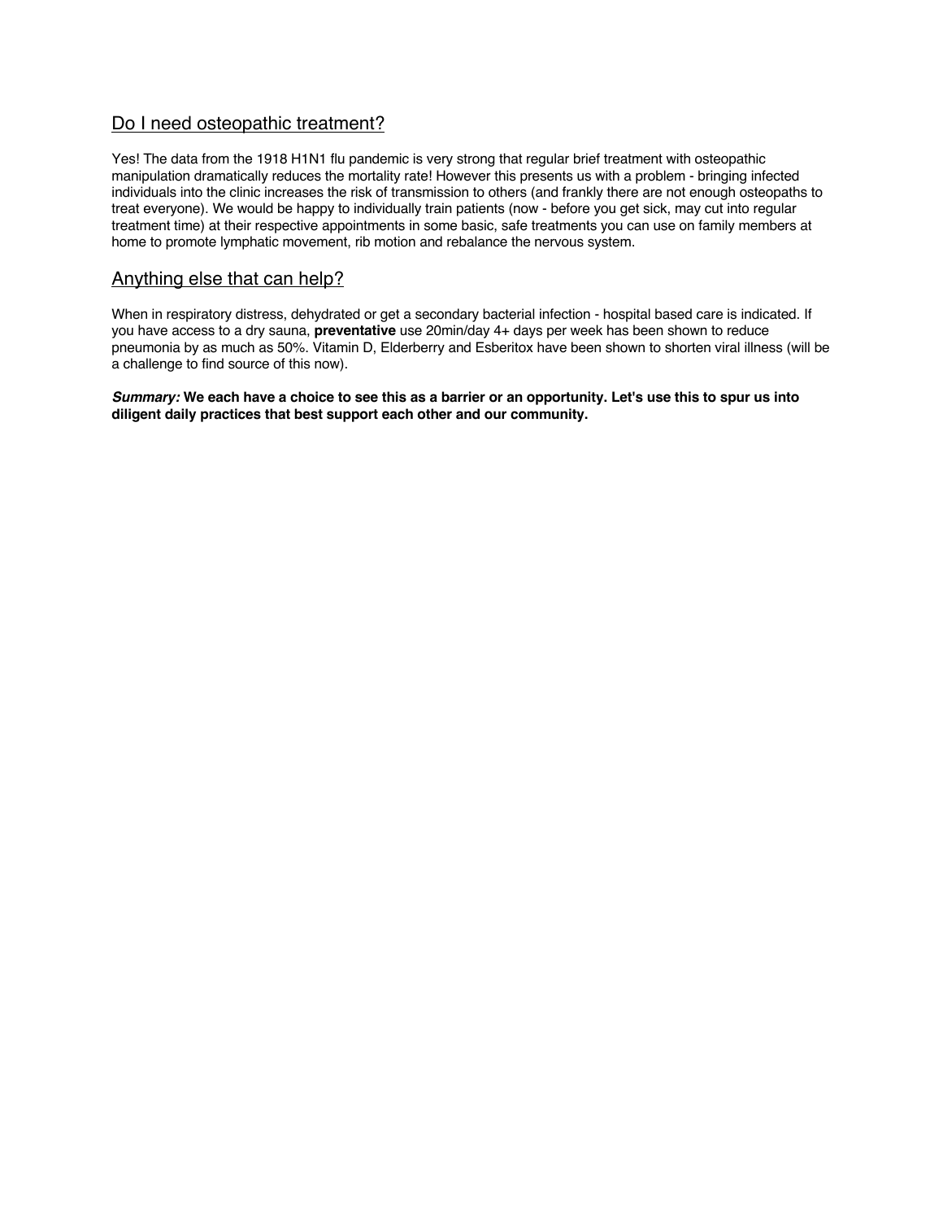## Do I need osteopathic treatment?

Yes! The data from the 1918 H1N1 flu pandemic is very strong that regular brief treatment with osteopathic manipulation dramatically reduces the mortality rate! However this presents us with a problem - bringing infected individuals into the clinic increases the risk of transmission to others (and frankly there are not enough osteopaths to treat everyone). We would be happy to individually train patients (now - before you get sick, may cut into regular treatment time) at their respective appointments in some basic, safe treatments you can use on family members at home to promote lymphatic movement, rib motion and rebalance the nervous system.

## Anything else that can help?

When in respiratory distress, dehydrated or get a secondary bacterial infection - hospital based care is indicated. If you have access to a dry sauna, **preventative** use 20min/day 4+ days per week has been shown to reduce pneumonia by as much as 50%. Vitamin D, Elderberry and Esberitox have been shown to shorten viral illness (will be a challenge to find source of this now).

***Summary:*** **We each have a choice to see this as a barrier or an opportunity. Let's use this to spur us into diligent daily practices that best support each other and our community.**